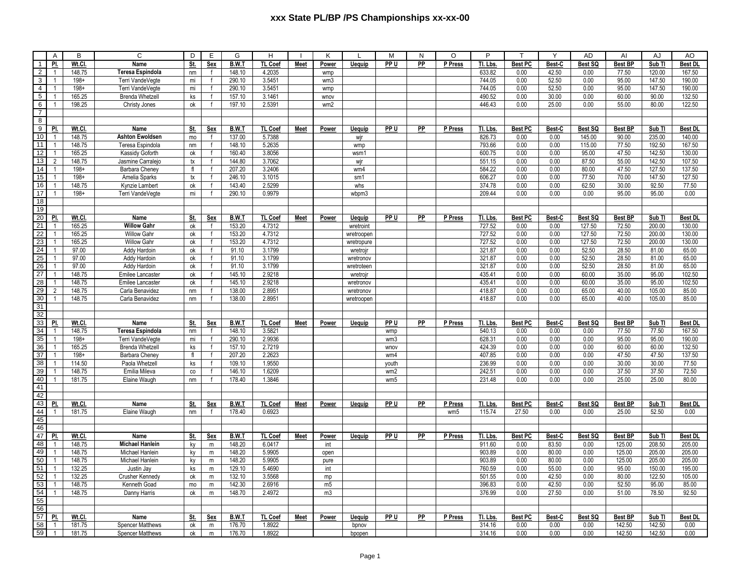# xxx State PL/BP /PS Championships xx-xx-00

| | A | B | C | D | E | G | H | I | K | L | M | N | O | P | T | Y | AD | AI | AJ | AO |
|---|---|---|---|---|---|---|---|---|---|---|---|---|---|---|---|---|---|---|---|---|
| 1 | **Pl.** | **Wt.Cl.** | **Name** | **St.** | **Sex** | **B.W.T** | **TL Coef** | **Meet** | **Power** | **Uequip** | **PP U** | **PP** | **P Press** | **Tl. Lbs.** | **Best PC** | **Best-C** | **Best SQ** | **Best BP** | **Sub Tl** | **Best DL** |
| 2 | 1 | 148.75 | **Teresa Espindola** | nm | f | 148.10 | 4.2035 | | wmp | | | | | 633.82 | 0.00 | 42.50 | 0.00 | 77.50 | 120.00 | 167.50 |
| 3 | 1 | 198+ | Terri VandeVegte | mi | f | 290.10 | 3.5451 | | wm3 | | | | | 744.05 | 0.00 | 52.50 | 0.00 | 95.00 | 147.50 | 190.00 |
| 4 | 1 | 198+ | Terri VandeVegte | mi | f | 290.10 | 3.5451 | | wmp | | | | | 744.05 | 0.00 | 52.50 | 0.00 | 95.00 | 147.50 | 190.00 |
| 5 | 1 | 165.25 | Brenda Whetzell | ks | f | 157.10 | 3.1461 | | wnov | | | | | 490.52 | 0.00 | 30.00 | 0.00 | 60.00 | 90.00 | 132.50 |
| 6 | 1 | 198.25 | Christy Jones | ok | f | 197.10 | 2.5391 | | wm2 | | | | | 446.43 | 0.00 | 25.00 | 0.00 | 55.00 | 80.00 | 122.50 |
| 7 | | | | | | | | | | | | | | | | | | | | |
| 8 | | | | | | | | | | | | | | | | | | | | |
| 9 | **Pl.** | **Wt.Cl.** | **Name** | **St.** | **Sex** | **B.W.T** | **TL Coef** | **Meet** | **Power** | **Uequip** | **PP U** | **PP** | **P Press** | **Tl. Lbs.** | **Best PC** | **Best-C** | **Best SQ** | **Best BP** | **Sub Tl** | **Best DL** |
| 10 | 1 | 148.75 | **Ashton Ewoldsen** | mo | f | 137.00 | 5.7388 | | | wjr | | | | 826.73 | 0.00 | 0.00 | 145.00 | 90.00 | 235.00 | 140.00 |
| 11 | 1 | 148.75 | Teresa Espindola | nm | f | 148.10 | 5.2635 | | | wmp | | | | 793.66 | 0.00 | 0.00 | 115.00 | 77.50 | 192.50 | 167.50 |
| 12 | 1 | 165.25 | Kassidy Goforth | ok | f | 160.40 | 3.8056 | | | wsm1 | | | | 600.75 | 0.00 | 0.00 | 95.00 | 47.50 | 142.50 | 130.00 |
| 13 | 2 | 148.75 | Jasmine Carralejo | tx | f | 144.80 | 3.7062 | | | wjr | | | | 551.15 | 0.00 | 0.00 | 87.50 | 55.00 | 142.50 | 107.50 |
| 14 | 1 | 198+ | Barbara Cheney | fl | f | 207.20 | 3.2406 | | | wm4 | | | | 584.22 | 0.00 | 0.00 | 80.00 | 47.50 | 127.50 | 137.50 |
| 15 | 1 | 198+ | Amelia Sparks | tx | f | 246.10 | 3.1015 | | | sm1 | | | | 606.27 | 0.00 | 0.00 | 77.50 | 70.00 | 147.50 | 127.50 |
| 16 | 1 | 148.75 | Kynzie Lambert | ok | f | 143.40 | 2.5299 | | | whs | | | | 374.78 | 0.00 | 0.00 | 62.50 | 30.00 | 92.50 | 77.50 |
| 17 | 1 | 198+ | Terri VandeVegte | mi | f | 290.10 | 0.9979 | | | wbpm3 | | | | 209.44 | 0.00 | 0.00 | 0.00 | 95.00 | 95.00 | 0.00 |
| 18 | | | | | | | | | | | | | | | | | | | | |
| 19 | | | | | | | | | | | | | | | | | | | | |
| 20 | **Pl.** | **Wt.Cl.** | **Name** | **St.** | **Sex** | **B.W.T** | **TL Coef** | **Meet** | **Power** | **Uequip** | **PP U** | **PP** | **P Press** | **Tl. Lbs.** | **Best PC** | **Best-C** | **Best SQ** | **Best BP** | **Sub Tl** | **Best DL** |
| 21 | 1 | 165.25 | **Willow Gahr** | ok | f | 153.20 | 4.7312 | | | wretroint | | | | 727.52 | 0.00 | 0.00 | 127.50 | 72.50 | 200.00 | 130.00 |
| 22 | 1 | 165.25 | Willow Gahr | ok | f | 153.20 | 4.7312 | | | wretroopen | | | | 727.52 | 0.00 | 0.00 | 127.50 | 72.50 | 200.00 | 130.00 |
| 23 | 1 | 165.25 | Willow Gahr | ok | f | 153.20 | 4.7312 | | | wretropure | | | | 727.52 | 0.00 | 0.00 | 127.50 | 72.50 | 200.00 | 130.00 |
| 24 | 1 | 97.00 | Addy Hardoin | ok | f | 91.10 | 3.1799 | | | wretrojr | | | | 321.87 | 0.00 | 0.00 | 52.50 | 28.50 | 81.00 | 65.00 |
| 25 | 1 | 97.00 | Addy Hardoin | ok | f | 91.10 | 3.1799 | | | wretronov | | | | 321.87 | 0.00 | 0.00 | 52.50 | 28.50 | 81.00 | 65.00 |
| 26 | 1 | 97.00 | Addy Hardoin | ok | f | 91.10 | 3.1799 | | | wretroteen | | | | 321.87 | 0.00 | 0.00 | 52.50 | 28.50 | 81.00 | 65.00 |
| 27 | 1 | 148.75 | Emilee Lancaster | ok | f | 145.10 | 2.9218 | | | wretrojr | | | | 435.41 | 0.00 | 0.00 | 60.00 | 35.00 | 95.00 | 102.50 |
| 28 | 1 | 148.75 | Emilee Lancaster | ok | f | 145.10 | 2.9218 | | | wretronov | | | | 435.41 | 0.00 | 0.00 | 60.00 | 35.00 | 95.00 | 102.50 |
| 29 | 2 | 148.75 | Carla Benavidez | nm | f | 138.00 | 2.8951 | | | wretronov | | | | 418.87 | 0.00 | 0.00 | 65.00 | 40.00 | 105.00 | 85.00 |
| 30 | 1 | 148.75 | Carla Benavidez | nm | f | 138.00 | 2.8951 | | | wretroopen | | | | 418.87 | 0.00 | 0.00 | 65.00 | 40.00 | 105.00 | 85.00 |
| 31 | | | | | | | | | | | | | | | | | | | | |
| 32 | | | | | | | | | | | | | | | | | | | | |
| 33 | **Pl.** | **Wt.Cl.** | **Name** | **St.** | **Sex** | **B.W.T** | **TL Coef** | **Meet** | **Power** | **Uequip** | **PP U** | **PP** | **P Press** | **Tl. Lbs.** | **Best PC** | **Best-C** | **Best SQ** | **Best BP** | **Sub Tl** | **Best DL** |
| 34 | 1 | 148.75 | **Teresa Espindola** | nm | f | 148.10 | 3.5821 | | | | wmp | | | 540.13 | 0.00 | 0.00 | 0.00 | 77.50 | 77.50 | 167.50 |
| 35 | 1 | 198+ | Terri VandeVegte | mi | f | 290.10 | 2.9936 | | | | wm3 | | | 628.31 | 0.00 | 0.00 | 0.00 | 95.00 | 95.00 | 190.00 |
| 36 | 1 | 165.25 | Brenda Whetzell | ks | f | 157.10 | 2.7219 | | | | wnov | | | 424.39 | 0.00 | 0.00 | 0.00 | 60.00 | 60.00 | 132.50 |
| 37 | 1 | 198+ | Barbara Cheney | fl | f | 207.20 | 2.2623 | | | | wm4 | | | 407.85 | 0.00 | 0.00 | 0.00 | 47.50 | 47.50 | 137.50 |
| 38 | 1 | 114.50 | Paola Whetzell | ks | f | 109.10 | 1.9550 | | | | youth | | | 236.99 | 0.00 | 0.00 | 0.00 | 30.00 | 30.00 | 77.50 |
| 39 | 1 | 148.75 | Emilia Mileva | co | f | 146.10 | 1.6209 | | | | wm2 | | | 242.51 | 0.00 | 0.00 | 0.00 | 37.50 | 37.50 | 72.50 |
| 40 | 1 | 181.75 | Elaine Waugh | nm | f | 178.40 | 1.3846 | | | | wm5 | | | 231.48 | 0.00 | 0.00 | 0.00 | 25.00 | 25.00 | 80.00 |
| 41 | | | | | | | | | | | | | | | | | | | | |
| 42 | | | | | | | | | | | | | | | | | | | | |
| 43 | **Pl.** | **Wt.Cl.** | **Name** | **St.** | **Sex** | **B.W.T** | **TL Coef** | **Meet** | **Power** | **Uequip** | **PP U** | **PP** | **P Press** | **Tl. Lbs.** | **Best PC** | **Best-C** | **Best SQ** | **Best BP** | **Sub Tl** | **Best DL** |
| 44 | 1 | 181.75 | Elaine Waugh | nm | f | 178.40 | 0.6923 | | | | | | wm5 | 115.74 | 27.50 | 0.00 | 0.00 | 25.00 | 52.50 | 0.00 |
| 45 | | | | | | | | | | | | | | | | | | | | |
| 46 | | | | | | | | | | | | | | | | | | | | |
| 47 | **Pl.** | **Wt.Cl.** | **Name** | **St.** | **Sex** | **B.W.T** | **TL Coef** | **Meet** | **Power** | **Uequip** | **PP U** | **PP** | **P Press** | **Tl. Lbs.** | **Best PC** | **Best-C** | **Best SQ** | **Best BP** | **Sub Tl** | **Best DL** |
| 48 | 1 | 148.75 | **Michael Hanlein** | ky | m | 148.20 | 6.0417 | | int | | | | | 911.60 | 0.00 | 83.50 | 0.00 | 125.00 | 208.50 | 205.00 |
| 49 | 1 | 148.75 | Michael Hanlein | ky | m | 148.20 | 5.9905 | | open | | | | | 903.89 | 0.00 | 80.00 | 0.00 | 125.00 | 205.00 | 205.00 |
| 50 | 1 | 148.75 | Michael Hanlein | ky | m | 148.20 | 5.9905 | | pure | | | | | 903.89 | 0.00 | 80.00 | 0.00 | 125.00 | 205.00 | 205.00 |
| 51 | 1 | 132.25 | Justin Jay | ks | m | 129.10 | 5.4690 | | int | | | | | 760.59 | 0.00 | 55.00 | 0.00 | 95.00 | 150.00 | 195.00 |
| 52 | 1 | 132.25 | Crusher Kennedy | ok | m | 132.10 | 3.5568 | | mp | | | | | 501.55 | 0.00 | 42.50 | 0.00 | 80.00 | 122.50 | 105.00 |
| 53 | 1 | 148.75 | Kenneth Goad | mo | m | 142.30 | 2.6916 | | m5 | | | | | 396.83 | 0.00 | 42.50 | 0.00 | 52.50 | 95.00 | 85.00 |
| 54 | 1 | 148.75 | Danny Harris | ok | m | 148.70 | 2.4972 | | m3 | | | | | 376.99 | 0.00 | 27.50 | 0.00 | 51.00 | 78.50 | 92.50 |
| 55 | | | | | | | | | | | | | | | | | | | | |
| 56 | | | | | | | | | | | | | | | | | | | | |
| 57 | **Pl.** | **Wt.Cl.** | **Name** | **St.** | **Sex** | **B.W.T** | **TL Coef** | **Meet** | **Power** | **Uequip** | **PP U** | **PP** | **P Press** | **Tl. Lbs.** | **Best PC** | **Best-C** | **Best SQ** | **Best BP** | **Sub Tl** | **Best DL** |
| 58 | 1 | 181.75 | Spencer Matthews | ok | m | 176.70 | 1.8922 | | | bpnov | | | | 314.16 | 0.00 | 0.00 | 0.00 | 142.50 | 142.50 | 0.00 |
| 59 | 1 | 181.75 | Spencer Matthews | ok | m | 176.70 | 1.8922 | | | bpopen | | | | 314.16 | 0.00 | 0.00 | 0.00 | 142.50 | 142.50 | 0.00 |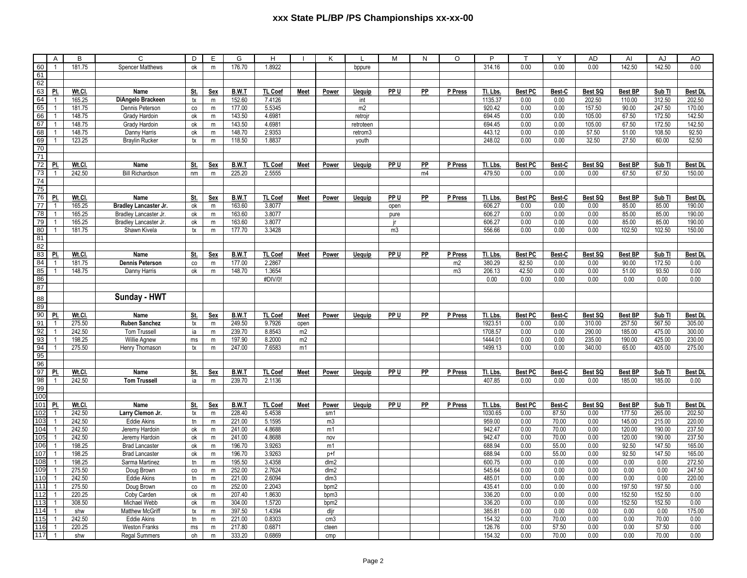# xxx State PL/BP /PS Championships xx-xx-00

| | A | B | C | D | E | G | H | I | K | L | M | N | O | P | T | Y | AD | AI | AJ | AO |
|---|---|---|---|---|---|---|---|---|---|---|---|---|---|---|---|---|---|---|---|---|
| 60 | 1 | 181.75 | Spencer Matthews | ok | m | 176.70 | 1.8922 | | | bppure | | | | 314.16 | 0.00 | 0.00 | 0.00 | 142.50 | 142.50 | 0.00 |
| 61 | | | | | | | | | | | | | | | | | | | | |
| 62 | | | | | | | | | | | | | | | | | | | | |
| 63 | **Pl.** | **Wt.Cl.** | **Name** | **St.** | **Sex** | **B.W.T** | **TL Coef** | **Meet** | **Power** | **Uequip** | **PP U** | **PP** | **P Press** | **Tl. Lbs.** | **Best PC** | **Best-C** | **Best SQ** | **Best BP** | **Sub Tl** | **Best DL** |
| 64 | 1 | 165.25 | **DiAngelo Brackeen** | tx | m | 152.60 | 7.4126 | | | int | | | | 1135.37 | 0.00 | 0.00 | 202.50 | 110.00 | 312.50 | 202.50 |
| 65 | 1 | 181.75 | Dennis Peterson | co | m | 177.00 | 5.5345 | | | m2 | | | | 920.42 | 0.00 | 0.00 | 157.50 | 90.00 | 247.50 | 170.00 |
| 66 | 1 | 148.75 | Grady Hardoin | ok | m | 143.50 | 4.6981 | | | retrojr | | | | 694.45 | 0.00 | 0.00 | 105.00 | 67.50 | 172.50 | 142.50 |
| 67 | 1 | 148.75 | Grady Hardoin | ok | m | 143.50 | 4.6981 | | | retroteen | | | | 694.45 | 0.00 | 0.00 | 105.00 | 67.50 | 172.50 | 142.50 |
| 68 | 1 | 148.75 | Danny Harris | ok | m | 148.70 | 2.9353 | | | retrom3 | | | | 443.12 | 0.00 | 0.00 | 57.50 | 51.00 | 108.50 | 92.50 |
| 69 | 1 | 123.25 | Braylin Rucker | tx | m | 118.50 | 1.8837 | | | youth | | | | 248.02 | 0.00 | 0.00 | 32.50 | 27.50 | 60.00 | 52.50 |
| 70 | | | | | | | | | | | | | | | | | | | | |
| 71 | | | | | | | | | | | | | | | | | | | | |
| 72 | **Pl.** | **Wt.Cl.** | **Name** | **St.** | **Sex** | **B.W.T** | **TL Coef** | **Meet** | **Power** | **Uequip** | **PP U** | **PP** | **P Press** | **Tl. Lbs.** | **Best PC** | **Best-C** | **Best SQ** | **Best BP** | **Sub Tl** | **Best DL** |
| 73 | 1 | 242.50 | Bill Richardson | nm | m | 225.20 | 2.5555 | | | | | m4 | | 479.50 | 0.00 | 0.00 | 0.00 | 67.50 | 67.50 | 150.00 |
| 74 | | | | | | | | | | | | | | | | | | | | |
| 75 | | | | | | | | | | | | | | | | | | | | |
| 76 | **Pl.** | **Wt.Cl.** | **Name** | **St.** | **Sex** | **B.W.T** | **TL Coef** | **Meet** | **Power** | **Uequip** | **PP U** | **PP** | **P Press** | **Tl. Lbs.** | **Best PC** | **Best-C** | **Best SQ** | **Best BP** | **Sub Tl** | **Best DL** |
| 77 | 1 | 165.25 | **Bradley Lancaster Jr.** | ok | m | 163.60 | 3.8077 | | | | open | | | 606.27 | 0.00 | 0.00 | 0.00 | 85.00 | 85.00 | 190.00 |
| 78 | 1 | 165.25 | Bradley Lancaster Jr. | ok | m | 163.60 | 3.8077 | | | | pure | | | 606.27 | 0.00 | 0.00 | 0.00 | 85.00 | 85.00 | 190.00 |
| 79 | 1 | 165.25 | Bradley Lancaster Jr. | ok | m | 163.60 | 3.8077 | | | | jr | | | 606.27 | 0.00 | 0.00 | 0.00 | 85.00 | 85.00 | 190.00 |
| 80 | 1 | 181.75 | Shawn Kivela | tx | m | 177.70 | 3.3428 | | | | m3 | | | 556.66 | 0.00 | 0.00 | 0.00 | 102.50 | 102.50 | 150.00 |
| 81 | | | | | | | | | | | | | | | | | | | | |
| 82 | | | | | | | | | | | | | | | | | | | | |
| 83 | **Pl.** | **Wt.Cl.** | **Name** | **St.** | **Sex** | **B.W.T** | **TL Coef** | **Meet** | **Power** | **Uequip** | **PP U** | **PP** | **P Press** | **Tl. Lbs.** | **Best PC** | **Best-C** | **Best SQ** | **Best BP** | **Sub Tl** | **Best DL** |
| 84 | 1 | 181.75 | **Dennis Peterson** | co | m | 177.00 | 2.2867 | | | | | | m2 | 380.29 | 82.50 | 0.00 | 0.00 | 90.00 | 172.50 | 0.00 |
| 85 | 1 | 148.75 | Danny Harris | ok | m | 148.70 | 1.3654 | | | | | | m3 | 206.13 | 42.50 | 0.00 | 0.00 | 51.00 | 93.50 | 0.00 |
| 86 | | | | | | | #DIV/0! | | | | | | | 0.00 | 0.00 | 0.00 | 0.00 | 0.00 | 0.00 | 0.00 |
| 87 | | | | | | | | | | | | | | | | | | | | |
| 88 | | | **Sunday - HWT** | | | | | | | | | | | | | | | | | |
| 89 | | | | | | | | | | | | | | | | | | | | |
| 90 | **Pl.** | **Wt.Cl.** | **Name** | **St.** | **Sex** | **B.W.T** | **TL Coef** | **Meet** | **Power** | **Uequip** | **PP U** | **PP** | **P Press** | **Tl. Lbs.** | **Best PC** | **Best-C** | **Best SQ** | **Best BP** | **Sub Tl** | **Best DL** |
| 91 | 1 | 275.50 | **Ruben Sanchez** | tx | m | 249.50 | 9.7926 | open | | | | | | 1923.51 | 0.00 | 0.00 | 310.00 | 257.50 | 567.50 | 305.00 |
| 92 | 1 | 242.50 | Tom Trussell | ia | m | 239.70 | 8.8543 | m2 | | | | | | 1708.57 | 0.00 | 0.00 | 290.00 | 185.00 | 475.00 | 300.00 |
| 93 | 1 | 198.25 | Willie Agnew | ms | m | 197.90 | 8.2000 | m2 | | | | | | 1444.01 | 0.00 | 0.00 | 235.00 | 190.00 | 425.00 | 230.00 |
| 94 | 1 | 275.50 | Henry Thomason | tx | m | 247.00 | 7.6583 | m1 | | | | | | 1499.13 | 0.00 | 0.00 | 340.00 | 65.00 | 405.00 | 275.00 |
| 95 | | | | | | | | | | | | | | | | | | | | |
| 96 | | | | | | | | | | | | | | | | | | | | |
| 97 | **Pl.** | **Wt.Cl.** | **Name** | **St.** | **Sex** | **B.W.T** | **TL Coef** | **Meet** | **Power** | **Uequip** | **PP U** | **PP** | **P Press** | **Tl. Lbs.** | **Best PC** | **Best-C** | **Best SQ** | **Best BP** | **Sub Tl** | **Best DL** |
| 98 | 1 | 242.50 | **Tom Trussell** | ia | m | 239.70 | 2.1136 | | | | | | | 407.85 | 0.00 | 0.00 | 0.00 | 185.00 | 185.00 | 0.00 |
| 99 | | | | | | | | | | | | | | | | | | | | |
| 100 | | | | | | | | | | | | | | | | | | | | |
| 101 | **Pl.** | **Wt.Cl.** | **Name** | **St.** | **Sex** | **B.W.T** | **TL Coef** | **Meet** | **Power** | **Uequip** | **PP U** | **PP** | **P Press** | **Tl. Lbs.** | **Best PC** | **Best-C** | **Best SQ** | **Best BP** | **Sub Tl** | **Best DL** |
| 102 | 1 | 242.50 | **Larry Clemon Jr.** | tx | m | 228.40 | 5.4538 | | sm1 | | | | | 1030.65 | 0.00 | 87.50 | 0.00 | 177.50 | 265.00 | 202.50 |
| 103 | 1 | 242.50 | Eddie Akins | tn | m | 221.00 | 5.1595 | | m3 | | | | | 959.00 | 0.00 | 70.00 | 0.00 | 145.00 | 215.00 | 220.00 |
| 104 | 1 | 242.50 | Jeremy Hardoin | ok | m | 241.00 | 4.8688 | | m1 | | | | | 942.47 | 0.00 | 70.00 | 0.00 | 120.00 | 190.00 | 237.50 |
| 105 | 1 | 242.50 | Jeremy Hardoin | ok | m | 241.00 | 4.8688 | | nov | | | | | 942.47 | 0.00 | 70.00 | 0.00 | 120.00 | 190.00 | 237.50 |
| 106 | 1 | 198.25 | Brad Lancaster | ok | m | 196.70 | 3.9263 | | m1 | | | | | 688.94 | 0.00 | 55.00 | 0.00 | 92.50 | 147.50 | 165.00 |
| 107 | 1 | 198.25 | Brad Lancaster | ok | m | 196.70 | 3.9263 | | p+f | | | | | 688.94 | 0.00 | 55.00 | 0.00 | 92.50 | 147.50 | 165.00 |
| 108 | 1 | 198.25 | Sarma Martinez | tn | m | 195.50 | 3.4358 | | dlm2 | | | | | 600.75 | 0.00 | 0.00 | 0.00 | 0.00 | 0.00 | 272.50 |
| 109 | 1 | 275.50 | Doug Brown | co | m | 252.00 | 2.7624 | | dlm2 | | | | | 545.64 | 0.00 | 0.00 | 0.00 | 0.00 | 0.00 | 247.50 |
| 110 | 1 | 242.50 | Eddie Akins | tn | m | 221.00 | 2.6094 | | dlm3 | | | | | 485.01 | 0.00 | 0.00 | 0.00 | 0.00 | 0.00 | 220.00 |
| 111 | 1 | 275.50 | Doug Brown | co | m | 252.00 | 2.2043 | | bpm2 | | | | | 435.41 | 0.00 | 0.00 | 0.00 | 197.50 | 197.50 | 0.00 |
| 112 | 1 | 220.25 | Coby Carden | ok | m | 207.40 | 1.8630 | | bpm3 | | | | | 336.20 | 0.00 | 0.00 | 0.00 | 152.50 | 152.50 | 0.00 |
| 113 | 1 | 308.50 | Michael Webb | ok | m | 304.00 | 1.5720 | | bpm2 | | | | | 336.20 | 0.00 | 0.00 | 0.00 | 152.50 | 152.50 | 0.00 |
| 114 | 1 | shw | Matthew McGriff | tx | m | 397.50 | 1.4394 | | dljr | | | | | 385.81 | 0.00 | 0.00 | 0.00 | 0.00 | 0.00 | 175.00 |
| 115 | 1 | 242.50 | Eddie Akins | tn | m | 221.00 | 0.8303 | | cm3 | | | | | 154.32 | 0.00 | 70.00 | 0.00 | 0.00 | 70.00 | 0.00 |
| 116 | 1 | 220.25 | Weston Franks | ms | m | 217.80 | 0.6871 | | cteen | | | | | 126.76 | 0.00 | 57.50 | 0.00 | 0.00 | 57.50 | 0.00 |
| 117 | 1 | shw | Regal Summers | oh | m | 333.20 | 0.6869 | | cmp | | | | | 154.32 | 0.00 | 70.00 | 0.00 | 0.00 | 70.00 | 0.00 |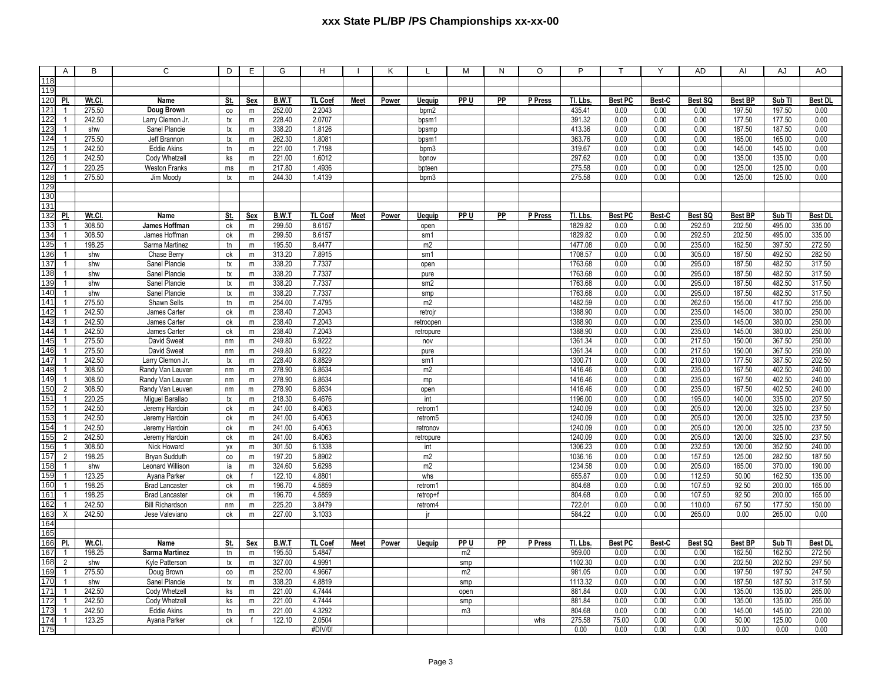# xxx State PL/BP /PS Championships xx-xx-00

| | A | B | C | D | E | G | H | I | K | L | M | N | O | P | T | Y | AD | AI | AJ | AO |
|---|---|---|---|---|---|---|---|---|---|---|---|---|---|---|---|---|---|---|---|---|
| 118 | | | | | | | | | | | | | | | | | | | | |
| 119 | | | | | | | | | | | | | | | | | | | | |
| 120 | **Pl.** | **Wt.Cl.** | **Name** | **St.** | **Sex** | **B.W.T** | **TL Coef** | **Meet** | **Power** | **Uequip** | **PP U** | **PP** | **P Press** | **Tl. Lbs.** | **Best PC** | **Best-C** | **Best SQ** | **Best BP** | **Sub Tl** | **Best DL** |
| 121 | 1 | 275.50 | **Doug Brown** | co | m | 252.00 | 2.2043 | | | bpm2 | | | | 435.41 | 0.00 | 0.00 | 0.00 | 197.50 | 197.50 | 0.00 |
| 122 | 1 | 242.50 | Larry Clemon Jr. | tx | m | 228.40 | 2.0707 | | | bpsm1 | | | | 391.32 | 0.00 | 0.00 | 0.00 | 177.50 | 177.50 | 0.00 |
| 123 | 1 | shw | Sanel Plancie | tx | m | 338.20 | 1.8126 | | | bpsmp | | | | 413.36 | 0.00 | 0.00 | 0.00 | 187.50 | 187.50 | 0.00 |
| 124 | 1 | 275.50 | Jeff Brannon | tx | m | 262.30 | 1.8081 | | | bpsm1 | | | | 363.76 | 0.00 | 0.00 | 0.00 | 165.00 | 165.00 | 0.00 |
| 125 | 1 | 242.50 | Eddie Akins | tn | m | 221.00 | 1.7198 | | | bpm3 | | | | 319.67 | 0.00 | 0.00 | 0.00 | 145.00 | 145.00 | 0.00 |
| 126 | 1 | 242.50 | Cody Whetzell | ks | m | 221.00 | 1.6012 | | | bpnov | | | | 297.62 | 0.00 | 0.00 | 0.00 | 135.00 | 135.00 | 0.00 |
| 127 | 1 | 220.25 | Weston Franks | ms | m | 217.80 | 1.4936 | | | bpteen | | | | 275.58 | 0.00 | 0.00 | 0.00 | 125.00 | 125.00 | 0.00 |
| 128 | 1 | 275.50 | Jim Moody | tx | m | 244.30 | 1.4139 | | | bpm3 | | | | 275.58 | 0.00 | 0.00 | 0.00 | 125.00 | 125.00 | 0.00 |
| 129 | | | | | | | | | | | | | | | | | | | | |
| 130 | | | | | | | | | | | | | | | | | | | | |
| 131 | | | | | | | | | | | | | | | | | | | | |
| 132 | **Pl.** | **Wt.Cl.** | **Name** | **St.** | **Sex** | **B.W.T** | **TL Coef** | **Meet** | **Power** | **Uequip** | **PP U** | **PP** | **P Press** | **Tl. Lbs.** | **Best PC** | **Best-C** | **Best SQ** | **Best BP** | **Sub Tl** | **Best DL** |
| 133 | 1 | 308.50 | **James Hoffman** | ok | m | 299.50 | 8.6157 | | | open | | | | 1829.82 | 0.00 | 0.00 | 292.50 | 202.50 | 495.00 | 335.00 |
| 134 | 1 | 308.50 | James Hoffman | ok | m | 299.50 | 8.6157 | | | sm1 | | | | 1829.82 | 0.00 | 0.00 | 292.50 | 202.50 | 495.00 | 335.00 |
| 135 | 1 | 198.25 | Sarma Martinez | tn | m | 195.50 | 8.4477 | | | m2 | | | | 1477.08 | 0.00 | 0.00 | 235.00 | 162.50 | 397.50 | 272.50 |
| 136 | 1 | shw | Chase Berry | ok | m | 313.20 | 7.8915 | | | sm1 | | | | 1708.57 | 0.00 | 0.00 | 305.00 | 187.50 | 492.50 | 282.50 |
| 137 | 1 | shw | Sanel Plancie | tx | m | 338.20 | 7.7337 | | | open | | | | 1763.68 | 0.00 | 0.00 | 295.00 | 187.50 | 482.50 | 317.50 |
| 138 | 1 | shw | Sanel Plancie | tx | m | 338.20 | 7.7337 | | | pure | | | | 1763.68 | 0.00 | 0.00 | 295.00 | 187.50 | 482.50 | 317.50 |
| 139 | 1 | shw | Sanel Plancie | tx | m | 338.20 | 7.7337 | | | sm2 | | | | 1763.68 | 0.00 | 0.00 | 295.00 | 187.50 | 482.50 | 317.50 |
| 140 | 1 | shw | Sanel Plancie | tx | m | 338.20 | 7.7337 | | | smp | | | | 1763.68 | 0.00 | 0.00 | 295.00 | 187.50 | 482.50 | 317.50 |
| 141 | 1 | 275.50 | Shawn Sells | tn | m | 254.00 | 7.4795 | | | m2 | | | | 1482.59 | 0.00 | 0.00 | 262.50 | 155.00 | 417.50 | 255.00 |
| 142 | 1 | 242.50 | James Carter | ok | m | 238.40 | 7.2043 | | | retrojr | | | | 1388.90 | 0.00 | 0.00 | 235.00 | 145.00 | 380.00 | 250.00 |
| 143 | 1 | 242.50 | James Carter | ok | m | 238.40 | 7.2043 | | | retroopen | | | | 1388.90 | 0.00 | 0.00 | 235.00 | 145.00 | 380.00 | 250.00 |
| 144 | 1 | 242.50 | James Carter | ok | m | 238.40 | 7.2043 | | | retropure | | | | 1388.90 | 0.00 | 0.00 | 235.00 | 145.00 | 380.00 | 250.00 |
| 145 | 1 | 275.50 | David Sweet | nm | m | 249.80 | 6.9222 | | | nov | | | | 1361.34 | 0.00 | 0.00 | 217.50 | 150.00 | 367.50 | 250.00 |
| 146 | 1 | 275.50 | David Sweet | nm | m | 249.80 | 6.9222 | | | pure | | | | 1361.34 | 0.00 | 0.00 | 217.50 | 150.00 | 367.50 | 250.00 |
| 147 | 1 | 242.50 | Larry Clemon Jr. | tx | m | 228.40 | 6.8829 | | | sm1 | | | | 1300.71 | 0.00 | 0.00 | 210.00 | 177.50 | 387.50 | 202.50 |
| 148 | 1 | 308.50 | Randy Van Leuven | nm | m | 278.90 | 6.8634 | | | m2 | | | | 1416.46 | 0.00 | 0.00 | 235.00 | 167.50 | 402.50 | 240.00 |
| 149 | 1 | 308.50 | Randy Van Leuven | nm | m | 278.90 | 6.8634 | | | mp | | | | 1416.46 | 0.00 | 0.00 | 235.00 | 167.50 | 402.50 | 240.00 |
| 150 | 2 | 308.50 | Randy Van Leuven | nm | m | 278.90 | 6.8634 | | | open | | | | 1416.46 | 0.00 | 0.00 | 235.00 | 167.50 | 402.50 | 240.00 |
| 151 | 1 | 220.25 | Miguel Barallao | tx | m | 218.30 | 6.4676 | | | int | | | | 1196.00 | 0.00 | 0.00 | 195.00 | 140.00 | 335.00 | 207.50 |
| 152 | 1 | 242.50 | Jeremy Hardoin | ok | m | 241.00 | 6.4063 | | | retrom1 | | | | 1240.09 | 0.00 | 0.00 | 205.00 | 120.00 | 325.00 | 237.50 |
| 153 | 1 | 242.50 | Jeremy Hardoin | ok | m | 241.00 | 6.4063 | | | retrom5 | | | | 1240.09 | 0.00 | 0.00 | 205.00 | 120.00 | 325.00 | 237.50 |
| 154 | 1 | 242.50 | Jeremy Hardoin | ok | m | 241.00 | 6.4063 | | | retronov | | | | 1240.09 | 0.00 | 0.00 | 205.00 | 120.00 | 325.00 | 237.50 |
| 155 | 2 | 242.50 | Jeremy Hardoin | ok | m | 241.00 | 6.4063 | | | retropure | | | | 1240.09 | 0.00 | 0.00 | 205.00 | 120.00 | 325.00 | 237.50 |
| 156 | 1 | 308.50 | Nick Howard | yx | m | 301.50 | 6.1338 | | | int | | | | 1306.23 | 0.00 | 0.00 | 232.50 | 120.00 | 352.50 | 240.00 |
| 157 | 2 | 198.25 | Bryan Sudduth | co | m | 197.20 | 5.8902 | | | m2 | | | | 1036.16 | 0.00 | 0.00 | 157.50 | 125.00 | 282.50 | 187.50 |
| 158 | 1 | shw | Leonard Willison | ia | m | 324.60 | 5.6298 | | | m2 | | | | 1234.58 | 0.00 | 0.00 | 205.00 | 165.00 | 370.00 | 190.00 |
| 159 | 1 | 123.25 | Ayana Parker | ok | f | 122.10 | 4.8801 | | | whs | | | | 655.87 | 0.00 | 0.00 | 112.50 | 50.00 | 162.50 | 135.00 |
| 160 | 1 | 198.25 | Brad Lancaster | ok | m | 196.70 | 4.5859 | | | retrom1 | | | | 804.68 | 0.00 | 0.00 | 107.50 | 92.50 | 200.00 | 165.00 |
| 161 | 1 | 198.25 | Brad Lancaster | ok | m | 196.70 | 4.5859 | | | retrop+f | | | | 804.68 | 0.00 | 0.00 | 107.50 | 92.50 | 200.00 | 165.00 |
| 162 | 1 | 242.50 | Bill Richardson | nm | m | 225.20 | 3.8479 | | | retrom4 | | | | 722.01 | 0.00 | 0.00 | 110.00 | 67.50 | 177.50 | 150.00 |
| 163 | X | 242.50 | Jese Valeviano | ok | m | 227.00 | 3.1033 | | | jr | | | | 584.22 | 0.00 | 0.00 | 265.00 | 0.00 | 265.00 | 0.00 |
| 164 | | | | | | | | | | | | | | | | | | | | |
| 165 | | | | | | | | | | | | | | | | | | | | |
| 166 | **Pl.** | **Wt.Cl.** | **Name** | **St.** | **Sex** | **B.W.T** | **TL Coef** | **Meet** | **Power** | **Uequip** | **PP U** | **PP** | **P Press** | **Tl. Lbs.** | **Best PC** | **Best-C** | **Best SQ** | **Best BP** | **Sub Tl** | **Best DL** |
| 167 | 1 | 198.25 | **Sarma Martinez** | tn | m | 195.50 | 5.4847 | | | | m2 | | | 959.00 | 0.00 | 0.00 | 0.00 | 162.50 | 162.50 | 272.50 |
| 168 | 2 | shw | Kyle Patterson | tx | m | 327.00 | 4.9991 | | | | smp | | | 1102.30 | 0.00 | 0.00 | 0.00 | 202.50 | 202.50 | 297.50 |
| 169 | 1 | 275.50 | Doug Brown | co | m | 252.00 | 4.9667 | | | | m2 | | | 981.05 | 0.00 | 0.00 | 0.00 | 197.50 | 197.50 | 247.50 |
| 170 | 1 | shw | Sanel Plancie | tx | m | 338.20 | 4.8819 | | | | smp | | | 1113.32 | 0.00 | 0.00 | 0.00 | 187.50 | 187.50 | 317.50 |
| 171 | 1 | 242.50 | Cody Whetzell | ks | m | 221.00 | 4.7444 | | | | open | | | 881.84 | 0.00 | 0.00 | 0.00 | 135.00 | 135.00 | 265.00 |
| 172 | 1 | 242.50 | Cody Whetzell | ks | m | 221.00 | 4.7444 | | | | smp | | | 881.84 | 0.00 | 0.00 | 0.00 | 135.00 | 135.00 | 265.00 |
| 173 | 1 | 242.50 | Eddie Akins | tn | m | 221.00 | 4.3292 | | | | m3 | | | 804.68 | 0.00 | 0.00 | 0.00 | 145.00 | 145.00 | 220.00 |
| 174 | 1 | 123.25 | Ayana Parker | ok | f | 122.10 | 2.0504 | | | | | | whs | 275.58 | 75.00 | 0.00 | 0.00 | 50.00 | 125.00 | 0.00 |
| 175 | | | | | | | #DIV/0! | | | | | | | 0.00 | 0.00 | 0.00 | 0.00 | 0.00 | 0.00 | 0.00 |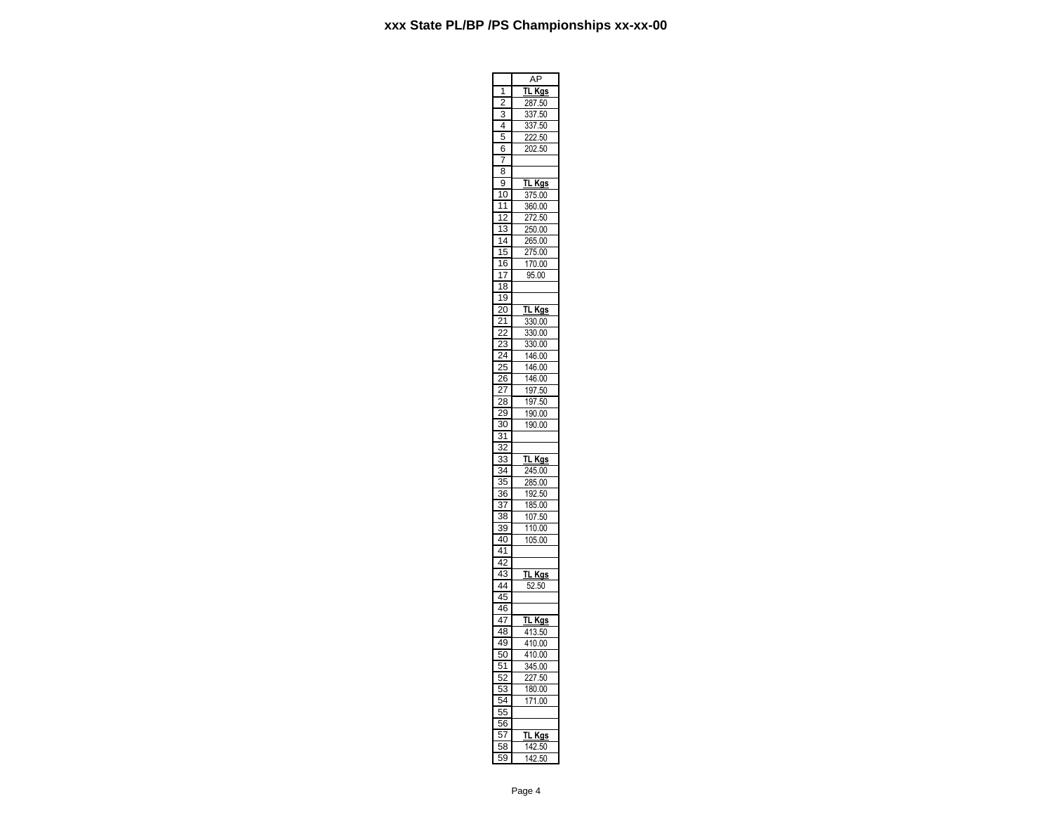# xxx State PL/BP /PS Championships xx-xx-00

| | AP |
|---|---|
| 1 | **TL Kgs** |
| 2 | 287.50 |
| 3 | 337.50 |
| 4 | 337.50 |
| 5 | 222.50 |
| 6 | 202.50 |
| 7 | |
| 8 | |
| 9 | **TL Kgs** |
| 10 | 375.00 |
| 11 | 360.00 |
| 12 | 272.50 |
| 13 | 250.00 |
| 14 | 265.00 |
| 15 | 275.00 |
| 16 | 170.00 |
| 17 | 95.00 |
| 18 | |
| 19 | |
| 20 | **TL Kgs** |
| 21 | 330.00 |
| 22 | 330.00 |
| 23 | 330.00 |
| 24 | 146.00 |
| 25 | 146.00 |
| 26 | 146.00 |
| 27 | 197.50 |
| 28 | 197.50 |
| 29 | 190.00 |
| 30 | 190.00 |
| 31 | |
| 32 | |
| 33 | **TL Kgs** |
| 34 | 245.00 |
| 35 | 285.00 |
| 36 | 192.50 |
| 37 | 185.00 |
| 38 | 107.50 |
| 39 | 110.00 |
| 40 | 105.00 |
| 41 | |
| 42 | |
| 43 | **TL Kgs** |
| 44 | 52.50 |
| 45 | |
| 46 | |
| 47 | **TL Kgs** |
| 48 | 413.50 |
| 49 | 410.00 |
| 50 | 410.00 |
| 51 | 345.00 |
| 52 | 227.50 |
| 53 | 180.00 |
| 54 | 171.00 |
| 55 | |
| 56 | |
| 57 | **TL Kgs** |
| 58 | 142.50 |
| 59 | 142.50 |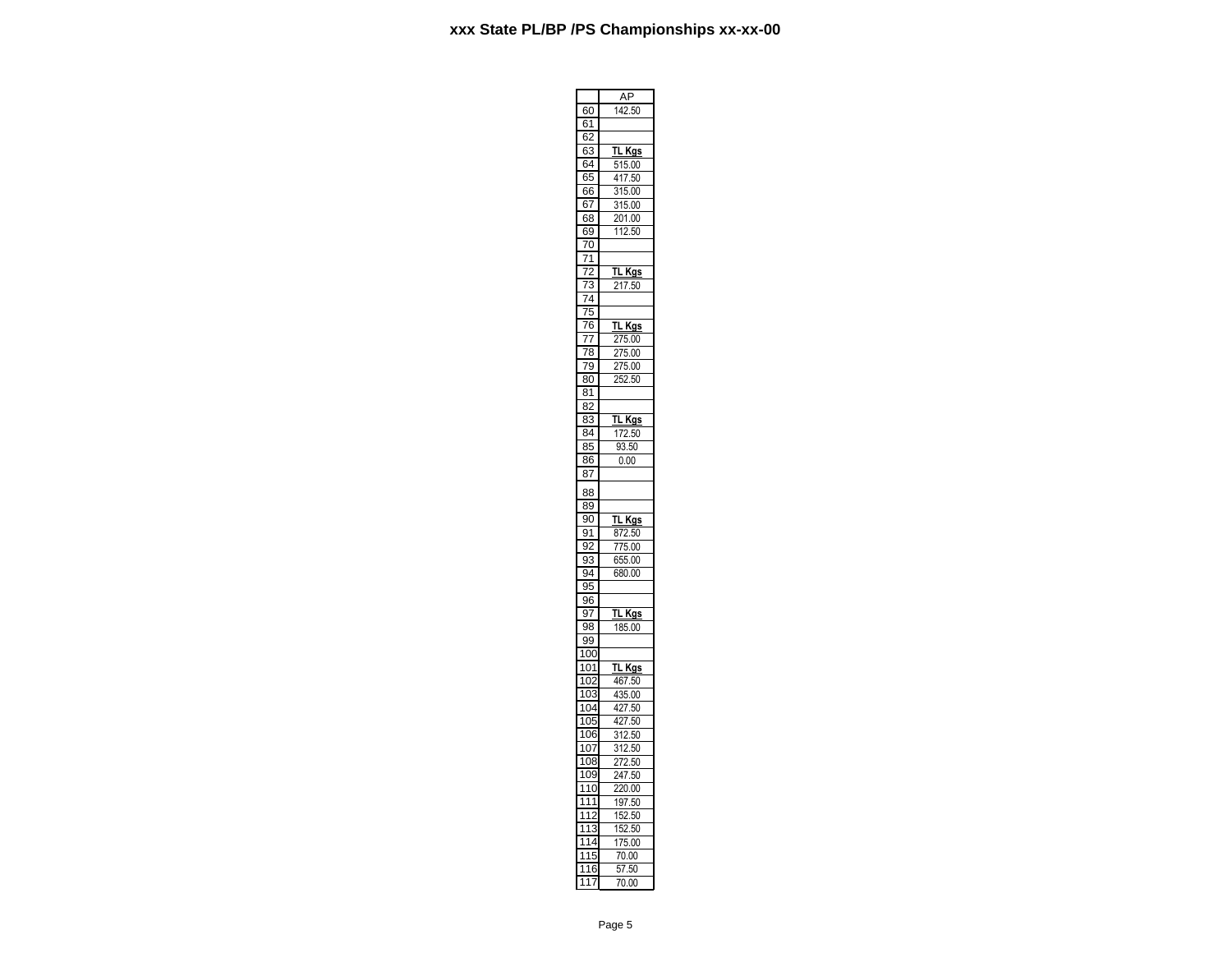# xxx State PL/BP /PS Championships xx-xx-00

| | AP |
|---|---|
| 60 | 142.50 |
| 61 | |
| 62 | |
| 63 | **TL Kgs** |
| 64 | 515.00 |
| 65 | 417.50 |
| 66 | 315.00 |
| 67 | 315.00 |
| 68 | 201.00 |
| 69 | 112.50 |
| 70 | |
| 71 | |
| 72 | **TL Kgs** |
| 73 | 217.50 |
| 74 | |
| 75 | |
| 76 | **TL Kgs** |
| 77 | 275.00 |
| 78 | 275.00 |
| 79 | 275.00 |
| 80 | 252.50 |
| 81 | |
| 82 | |
| 83 | **TL Kgs** |
| 84 | 172.50 |
| 85 | 93.50 |
| 86 | 0.00 |
| 87 | |
| 88 | |
| 89 | |
| 90 | **TL Kgs** |
| 91 | 872.50 |
| 92 | 775.00 |
| 93 | 655.00 |
| 94 | 680.00 |
| 95 | |
| 96 | |
| 97 | **TL Kgs** |
| 98 | 185.00 |
| 99 | |
| 100 | |
| 101 | **TL Kgs** |
| 102 | 467.50 |
| 103 | 435.00 |
| 104 | 427.50 |
| 105 | 427.50 |
| 106 | 312.50 |
| 107 | 312.50 |
| 108 | 272.50 |
| 109 | 247.50 |
| 110 | 220.00 |
| 111 | 197.50 |
| 112 | 152.50 |
| 113 | 152.50 |
| 114 | 175.00 |
| 115 | 70.00 |
| 116 | 57.50 |
| 117 | 70.00 |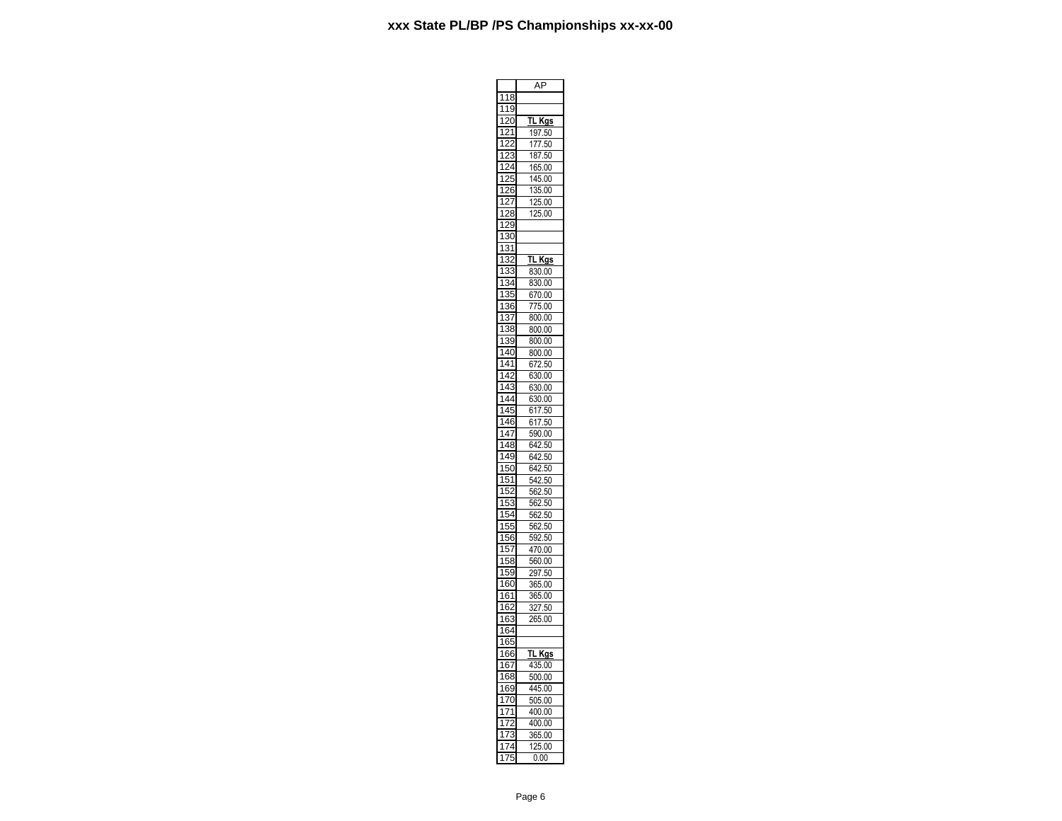# xxx State PL/BP /PS Championships xx-xx-00

| | AP |
|---|---|
| 118 | |
| 119 | |
| 120 | TL Kgs |
| 121 | 197.50 |
| 122 | 177.50 |
| 123 | 187.50 |
| 124 | 165.00 |
| 125 | 145.00 |
| 126 | 135.00 |
| 127 | 125.00 |
| 128 | 125.00 |
| 129 | |
| 130 | |
| 131 | |
| 132 | TL Kgs |
| 133 | 830.00 |
| 134 | 830.00 |
| 135 | 670.00 |
| 136 | 775.00 |
| 137 | 800.00 |
| 138 | 800.00 |
| 139 | 800.00 |
| 140 | 800.00 |
| 141 | 672.50 |
| 142 | 630.00 |
| 143 | 630.00 |
| 144 | 630.00 |
| 145 | 617.50 |
| 146 | 617.50 |
| 147 | 590.00 |
| 148 | 642.50 |
| 149 | 642.50 |
| 150 | 642.50 |
| 151 | 542.50 |
| 152 | 562.50 |
| 153 | 562.50 |
| 154 | 562.50 |
| 155 | 562.50 |
| 156 | 592.50 |
| 157 | 470.00 |
| 158 | 560.00 |
| 159 | 297.50 |
| 160 | 365.00 |
| 161 | 365.00 |
| 162 | 327.50 |
| 163 | 265.00 |
| 164 | |
| 165 | |
| 166 | TL Kgs |
| 167 | 435.00 |
| 168 | 500.00 |
| 169 | 445.00 |
| 170 | 505.00 |
| 171 | 400.00 |
| 172 | 400.00 |
| 173 | 365.00 |
| 174 | 125.00 |
| 175 | 0.00 |